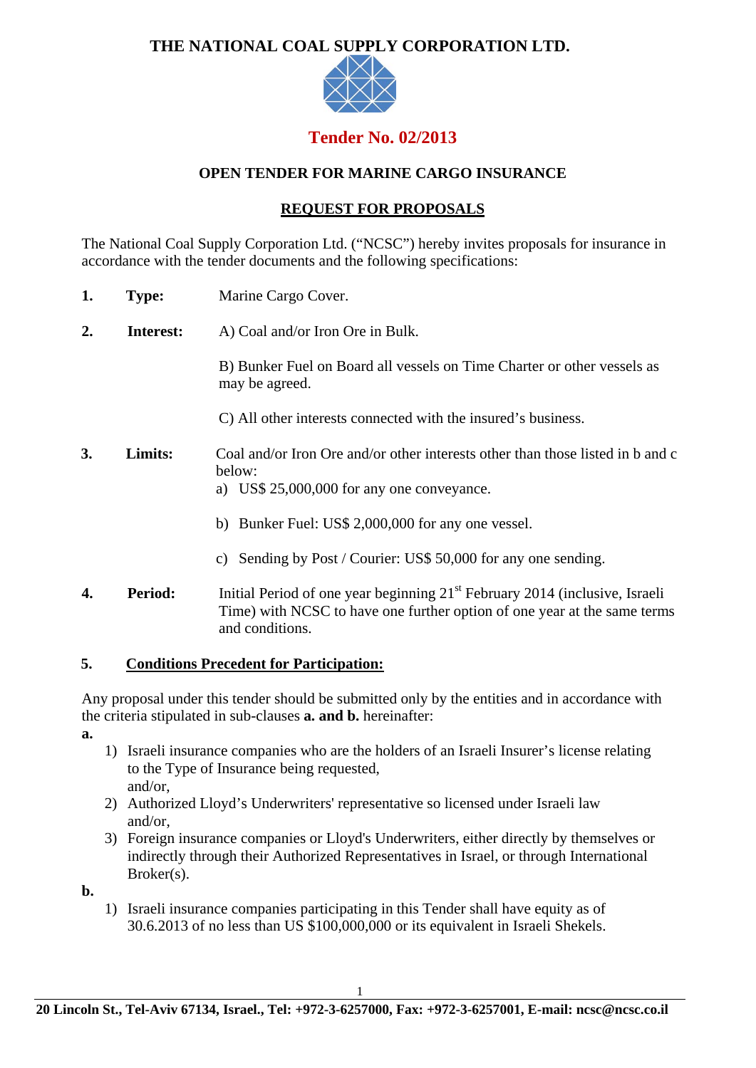# THE NATIONAL COAL SUPPLY CORPORATION LTD.

## Tender No. 02/2013

### OPEN TENDER FOR MARINE CARGO INSURANCE

### REQUEST FOR PROPOSALS

The National Coal Supply Corporation Ltd. ("NCSC") hereby invites proposals for insurance in accordance with the tender documents and the following specifications:

**1. Type:** Marine Cargo Cover.

**2. Interest:** A) Coal and/or Iron Ore in Bulk.

B) Bunker Fuel on Board all vessels on Time Charter or other vessels as may be agreed.

C) All other interests connected with the insured's business.

**3. Limits:** Coal and/or Iron Ore and/or other interests other than those listed in b and c below:

a) US$ 25,000,000 for any one conveyance.

b) Bunker Fuel: US$ 2,000,000 for any one vessel.

c) Sending by Post / Courier: US$ 50,000 for any one sending.

**4. Period:** Initial Period of one year beginning 21st February 2014 (inclusive, Israeli Time) with NCSC to have one further option of one year at the same terms and conditions.

**5. <u>Conditions Precedent for Participation:</u>**

Any proposal under this tender should be submitted only by the entities and in accordance with the criteria stipulated in sub-clauses **a. and b.** hereinafter:

**a.**

1) Israeli insurance companies who are the holders of an Israeli Insurer's license relating to the Type of Insurance being requested,
and/or,
2) Authorized Lloyd's Underwriters' representative so licensed under Israeli law
and/or,
3) Foreign insurance companies or Lloyd's Underwriters, either directly by themselves or indirectly through their Authorized Representatives in Israel, or through International Broker(s).

**b.**

1) Israeli insurance companies participating in this Tender shall have equity as of 30.6.2013 of no less than US $100,000,000 or its equivalent in Israeli Shekels.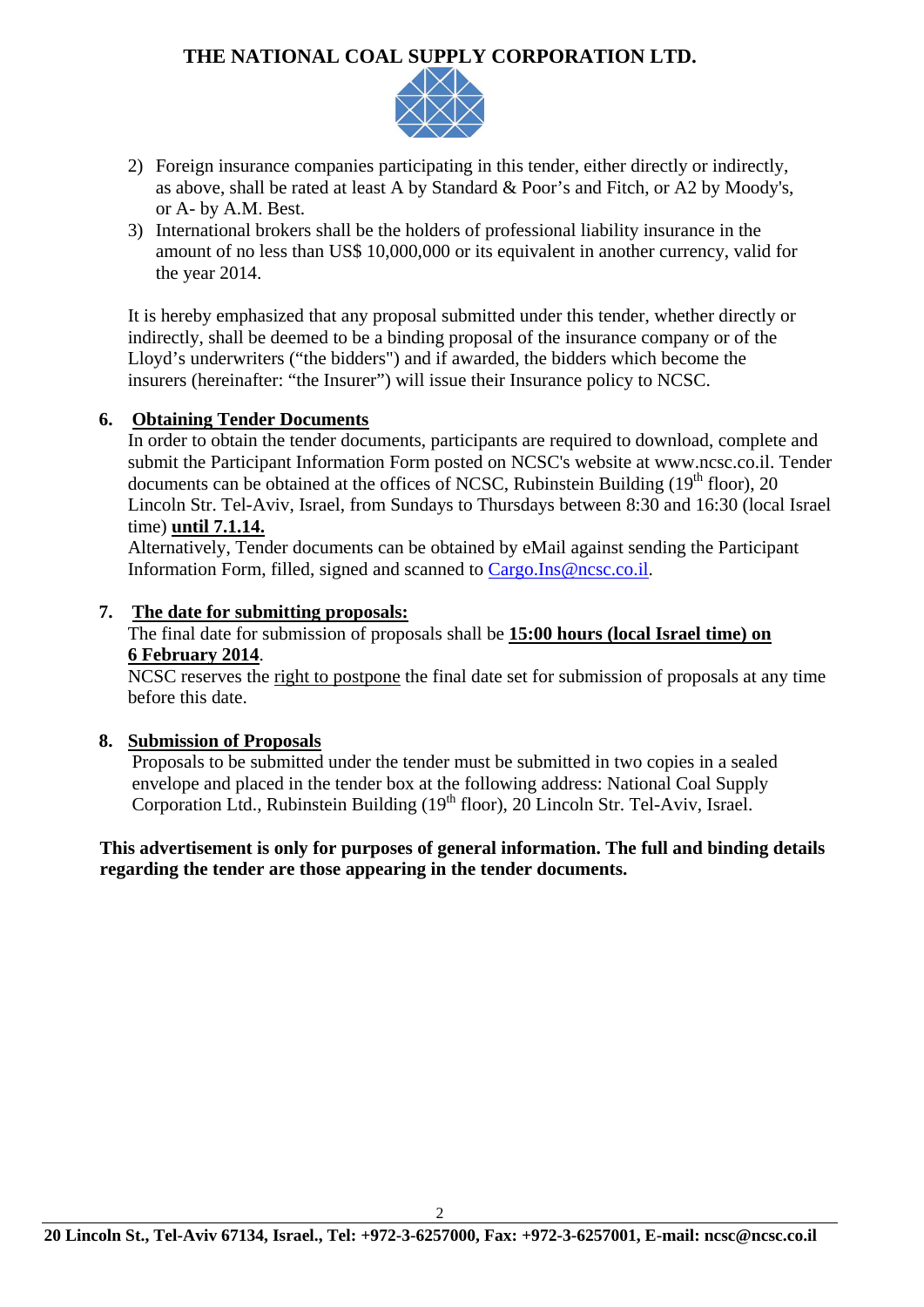2) Foreign insurance companies participating in this tender, either directly or indirectly, as above, shall be rated at least A by Standard & Poor's and Fitch, or A2 by Moody's, or A- by A.M. Best.
3) International brokers shall be the holders of professional liability insurance in the amount of no less than US$ 10,000,000 or its equivalent in another currency, valid for the year 2014.

It is hereby emphasized that any proposal submitted under this tender, whether directly or indirectly, shall be deemed to be a binding proposal of the insurance company or of the Lloyd's underwriters ("the bidders") and if awarded, the bidders which become the insurers (hereinafter: "the Insurer") will issue their Insurance policy to NCSC.

## 6. Obtaining Tender Documents

In order to obtain the tender documents, participants are required to download, complete and submit the Participant Information Form posted on NCSC's website at www.ncsc.co.il. Tender documents can be obtained at the offices of NCSC, Rubinstein Building (19th floor), 20 Lincoln Str. Tel-Aviv, Israel, from Sundays to Thursdays between 8:30 and 16:30 (local Israel time) **until 7.1.14.**

Alternatively, Tender documents can be obtained by eMail against sending the Participant Information Form, filled, signed and scanned to Cargo.Ins@ncsc.co.il.

## 7. The date for submitting proposals:

The final date for submission of proposals shall be **15:00 hours (local Israel time) on 6 February 2014**.

NCSC reserves the right to postpone the final date set for submission of proposals at any time before this date.

## 8. Submission of Proposals

Proposals to be submitted under the tender must be submitted in two copies in a sealed envelope and placed in the tender box at the following address: National Coal Supply Corporation Ltd., Rubinstein Building (19th floor), 20 Lincoln Str. Tel-Aviv, Israel.

**This advertisement is only for purposes of general information. The full and binding details regarding the tender are those appearing in the tender documents.**